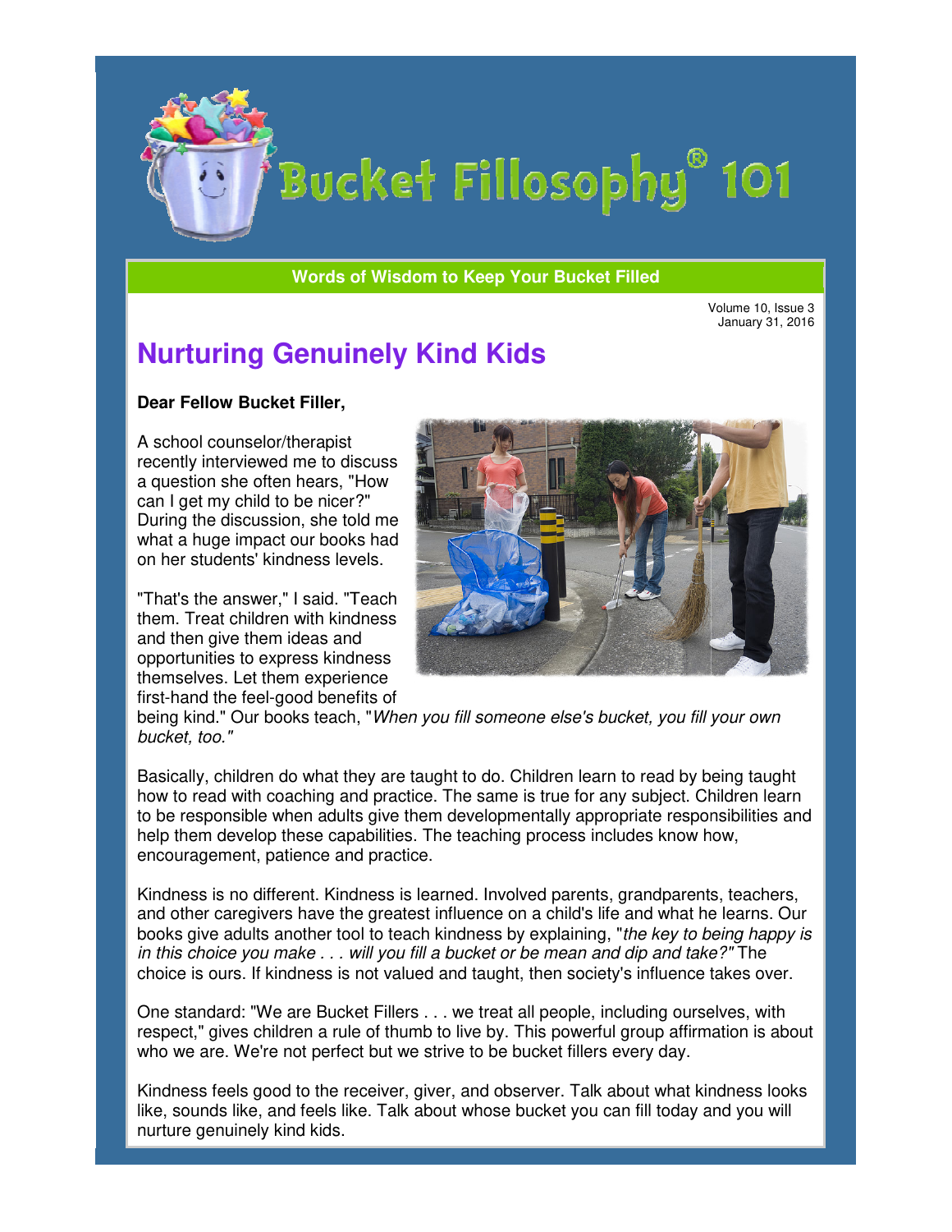# Bucket Fillosophy® 101

**Words of Wisdom to Keep Your Bucket Filled**

Volume 10, Issue 3
January 31, 2016

## Nurturing Genuinely Kind Kids

**Dear Fellow Bucket Filler,**

A school counselor/therapist recently interviewed me to discuss a question she often hears, "How can I get my child to be nicer?" During the discussion, she told me what a huge impact our books had on her students' kindness levels.

"That's the answer," I said. "Teach them. Treat children with kindness and then give them ideas and opportunities to express kindness themselves. Let them experience first-hand the feel-good benefits of being kind." Our books teach, "*When you fill someone else's bucket, you fill your own bucket, too."*

Basically, children do what they are taught to do. Children learn to read by being taught how to read with coaching and practice. The same is true for any subject. Children learn to be responsible when adults give them developmentally appropriate responsibilities and help them develop these capabilities. The teaching process includes know how, encouragement, patience and practice.

Kindness is no different. Kindness is learned. Involved parents, grandparents, teachers, and other caregivers have the greatest influence on a child's life and what he learns. Our books give adults another tool to teach kindness by explaining, "*the key to being happy is in this choice you make . . . will you fill a bucket or be mean and dip and take?"* The choice is ours. If kindness is not valued and taught, then society's influence takes over.

One standard: "We are Bucket Fillers . . . we treat all people, including ourselves, with respect," gives children a rule of thumb to live by. This powerful group affirmation is about who we are. We're not perfect but we strive to be bucket fillers every day.

Kindness feels good to the receiver, giver, and observer. Talk about what kindness looks like, sounds like, and feels like. Talk about whose bucket you can fill today and you will nurture genuinely kind kids.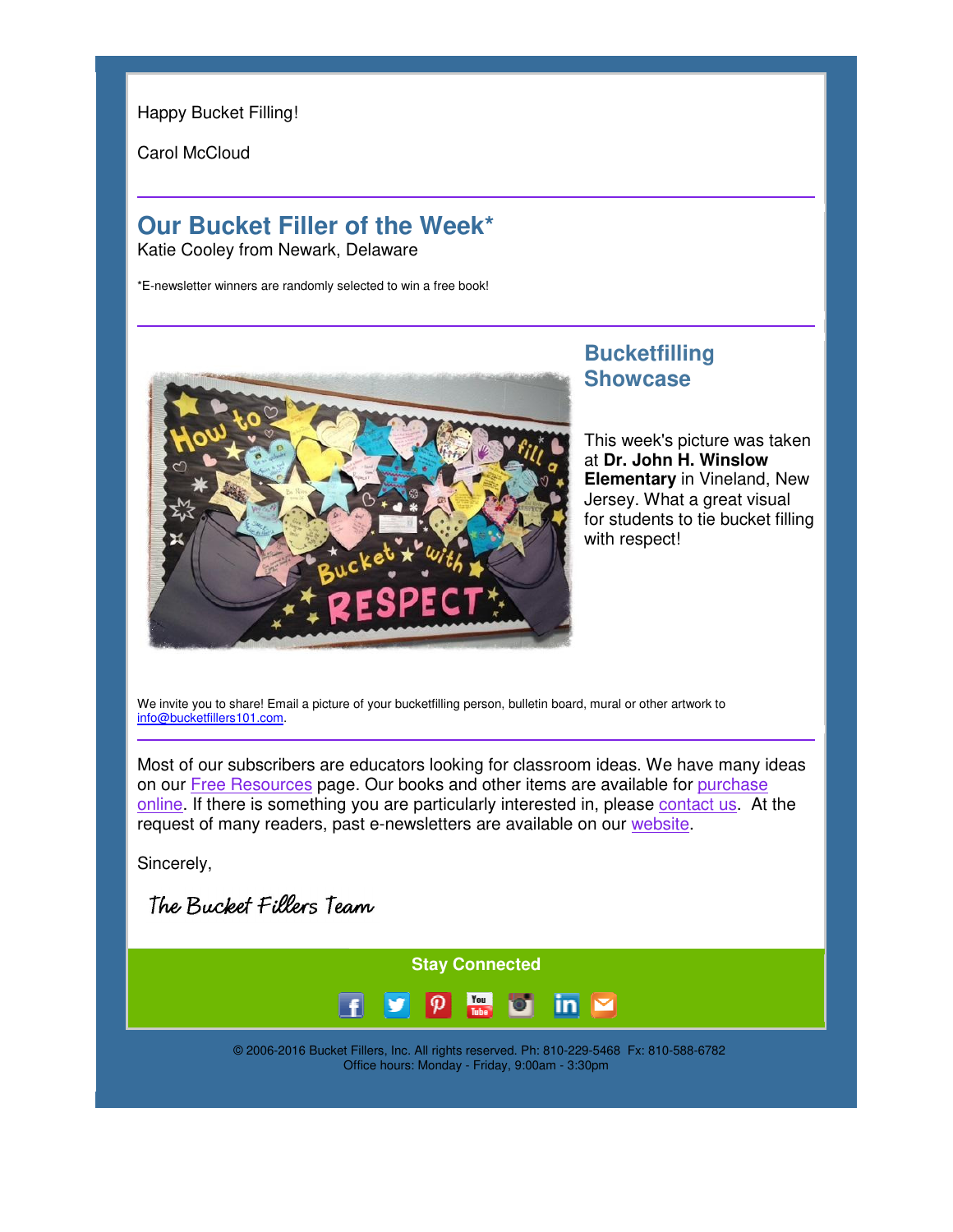Happy Bucket Filling!

Carol McCloud

## Our Bucket Filler of the Week*

Katie Cooley from Newark, Delaware

*E-newsletter winners are randomly selected to win a free book!

## Bucketfilling Showcase

This week's picture was taken at **Dr. John H. Winslow Elementary** in Vineland, New Jersey. What a great visual for students to tie bucket filling with respect!

We invite you to share! Email a picture of your bucketfilling person, bulletin board, mural or other artwork to info@bucketfillers101.com.

Most of our subscribers are educators looking for classroom ideas. We have many ideas on our Free Resources page. Our books and other items are available for purchase online. If there is something you are particularly interested in, please contact us. At the request of many readers, past e-newsletters are available on our website.

Sincerely,

*The Bucket Fillers Team*

**Stay Connected**

© 2006-2016 Bucket Fillers, Inc. All rights reserved. Ph: 810-229-5468 Fx: 810-588-6782
Office hours: Monday - Friday, 9:00am - 3:30pm